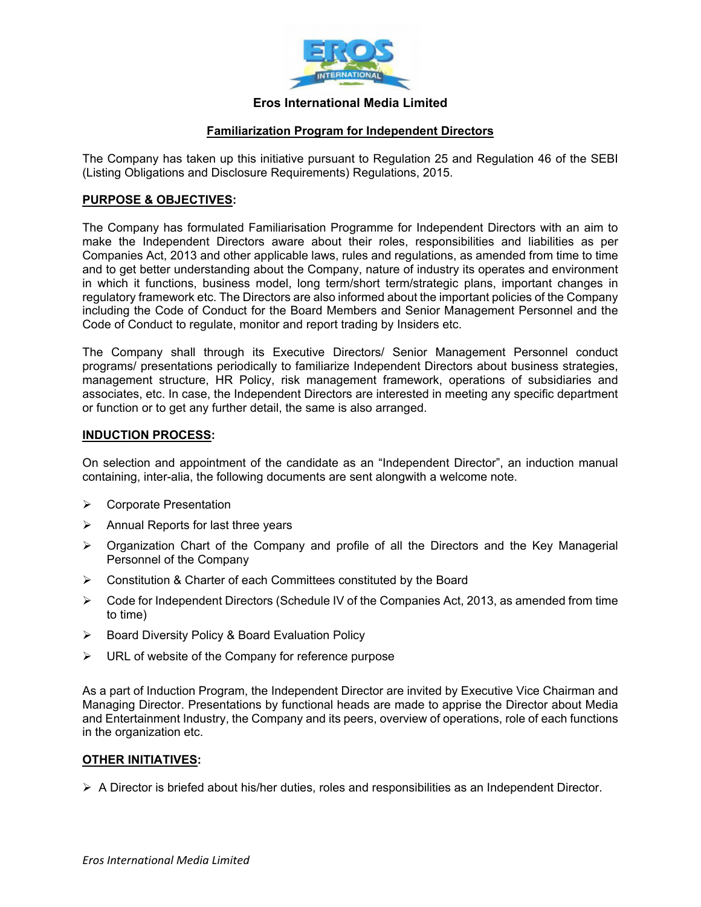# Eros International Media Limited

## Familiarization Program for Independent Directors

The Company has taken up this initiative pursuant to Regulation 25 and Regulation 46 of the SEBI (Listing Obligations and Disclosure Requirements) Regulations, 2015.

**PURPOSE & OBJECTIVES:**

The Company has formulated Familiarisation Programme for Independent Directors with an aim to make the Independent Directors aware about their roles, responsibilities and liabilities as per Companies Act, 2013 and other applicable laws, rules and regulations, as amended from time to time and to get better understanding about the Company, nature of industry its operates and environment in which it functions, business model, long term/short term/strategic plans, important changes in regulatory framework etc. The Directors are also informed about the important policies of the Company including the Code of Conduct for the Board Members and Senior Management Personnel and the Code of Conduct to regulate, monitor and report trading by Insiders etc.

The Company shall through its Executive Directors/ Senior Management Personnel conduct programs/ presentations periodically to familiarize Independent Directors about business strategies, management structure, HR Policy, risk management framework, operations of subsidiaries and associates, etc. In case, the Independent Directors are interested in meeting any specific department or function or to get any further detail, the same is also arranged.

**INDUCTION PROCESS:**

On selection and appointment of the candidate as an "Independent Director", an induction manual containing, inter-alia, the following documents are sent alongwith a welcome note.

- Corporate Presentation
- Annual Reports for last three years
- Organization Chart of the Company and profile of all the Directors and the Key Managerial Personnel of the Company
- Constitution & Charter of each Committees constituted by the Board
- Code for Independent Directors (Schedule IV of the Companies Act, 2013, as amended from time to time)
- Board Diversity Policy & Board Evaluation Policy
- URL of website of the Company for reference purpose

As a part of Induction Program, the Independent Director are invited by Executive Vice Chairman and Managing Director. Presentations by functional heads are made to apprise the Director about Media and Entertainment Industry, the Company and its peers, overview of operations, role of each functions in the organization etc.

**OTHER INITIATIVES:**

- A Director is briefed about his/her duties, roles and responsibilities as an Independent Director.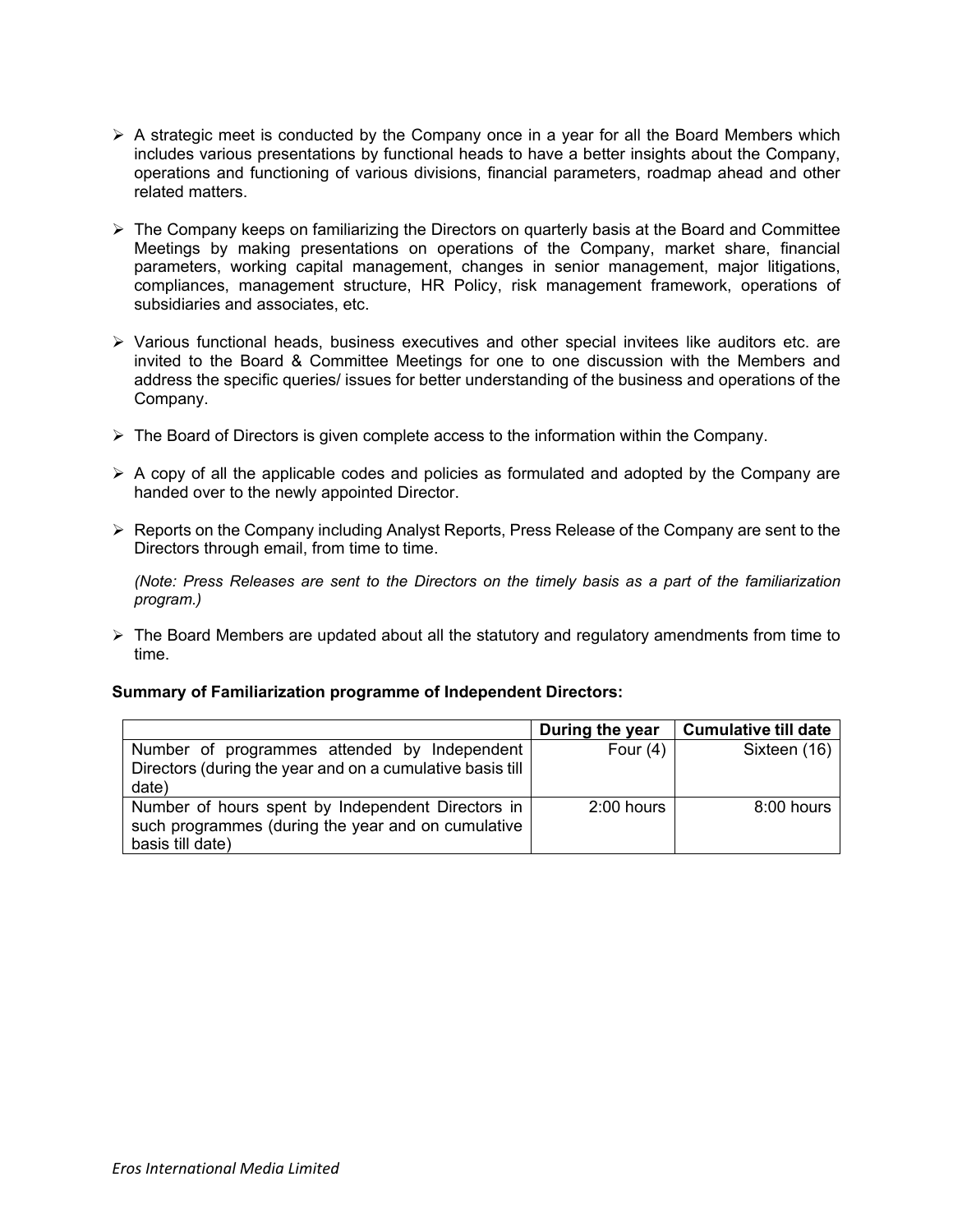- A strategic meet is conducted by the Company once in a year for all the Board Members which includes various presentations by functional heads to have a better insights about the Company, operations and functioning of various divisions, financial parameters, roadmap ahead and other related matters.

- The Company keeps on familiarizing the Directors on quarterly basis at the Board and Committee Meetings by making presentations on operations of the Company, market share, financial parameters, working capital management, changes in senior management, major litigations, compliances, management structure, HR Policy, risk management framework, operations of subsidiaries and associates, etc.

- Various functional heads, business executives and other special invitees like auditors etc. are invited to the Board & Committee Meetings for one to one discussion with the Members and address the specific queries/ issues for better understanding of the business and operations of the Company.

- The Board of Directors is given complete access to the information within the Company.

- A copy of all the applicable codes and policies as formulated and adopted by the Company are handed over to the newly appointed Director.

- Reports on the Company including Analyst Reports, Press Release of the Company are sent to the Directors through email, from time to time.

  *(Note: Press Releases are sent to the Directors on the timely basis as a part of the familiarization program.)*

- The Board Members are updated about all the statutory and regulatory amendments from time to time.

**Summary of Familiarization programme of Independent Directors:**

| | During the year | Cumulative till date |
|---|---|---|
| Number of programmes attended by Independent Directors (during the year and on a cumulative basis till date) | Four (4) | Sixteen (16) |
| Number of hours spent by Independent Directors in such programmes (during the year and on cumulative basis till date) | 2:00 hours | 8:00 hours |